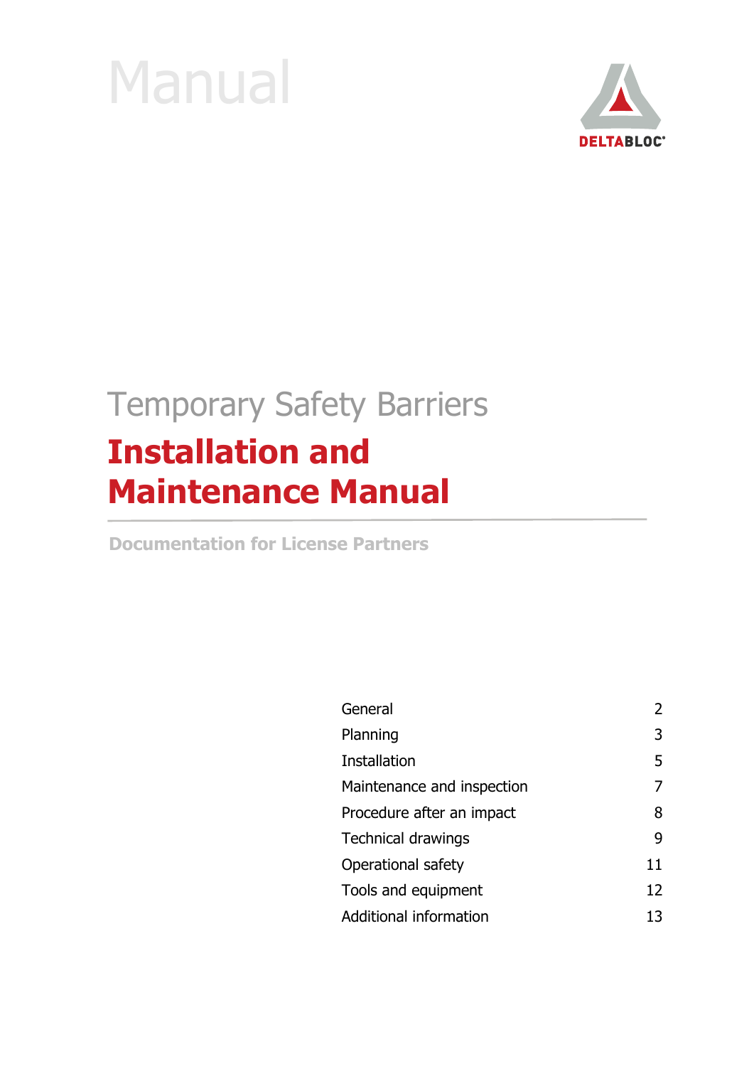Manual

DELTABLOC®

Temporary Safety Barriers

# Installation and Maintenance Manual

**Documentation for License Partners**

| | |
|---|---|
| General | 2 |
| Planning | 3 |
| Installation | 5 |
| Maintenance and inspection | 7 |
| Procedure after an impact | 8 |
| Technical drawings | 9 |
| Operational safety | 11 |
| Tools and equipment | 12 |
| Additional information | 13 |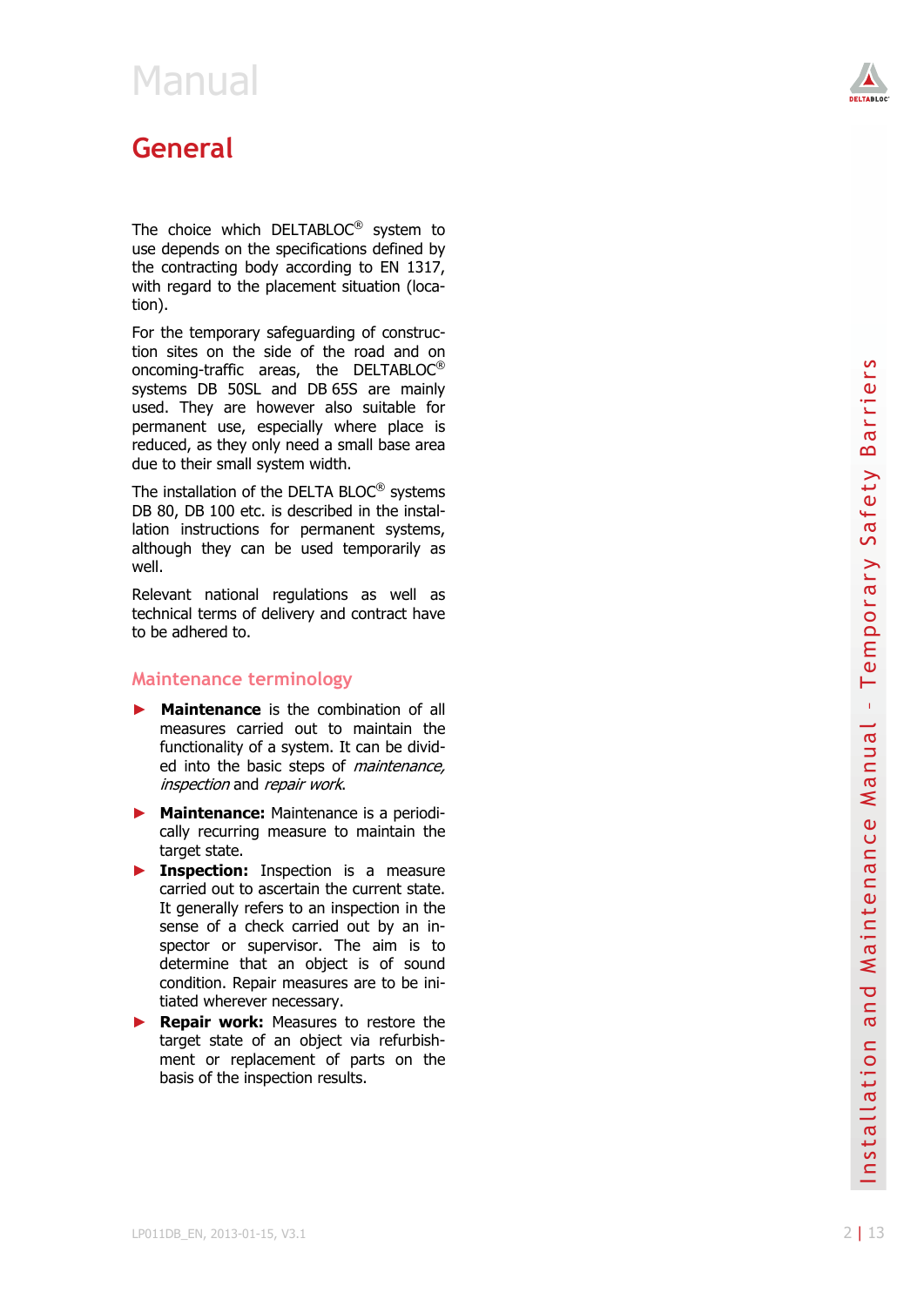# Manual

## General

The choice which DELTABLOC® system to use depends on the specifications defined by the contracting body according to EN 1317, with regard to the placement situation (location).

For the temporary safeguarding of construction sites on the side of the road and on oncoming-traffic areas, the DELTABLOC® systems DB 50SL and DB 65S are mainly used. They are however also suitable for permanent use, especially where place is reduced, as they only need a small base area due to their small system width.

The installation of the DELTA BLOC® systems DB 80, DB 100 etc. is described in the installation instructions for permanent systems, although they can be used temporarily as well.

Relevant national regulations as well as technical terms of delivery and contract have to be adhered to.

### Maintenance terminology

- **Maintenance** is the combination of all measures carried out to maintain the functionality of a system. It can be divided into the basic steps of *maintenance, inspection* and *repair work*.
- **Maintenance:** Maintenance is a periodically recurring measure to maintain the target state.
- **Inspection:** Inspection is a measure carried out to ascertain the current state. It generally refers to an inspection in the sense of a check carried out by an inspector or supervisor. The aim is to determine that an object is of sound condition. Repair measures are to be initiated wherever necessary.
- **Repair work:** Measures to restore the target state of an object via refurbishment or replacement of parts on the basis of the inspection results.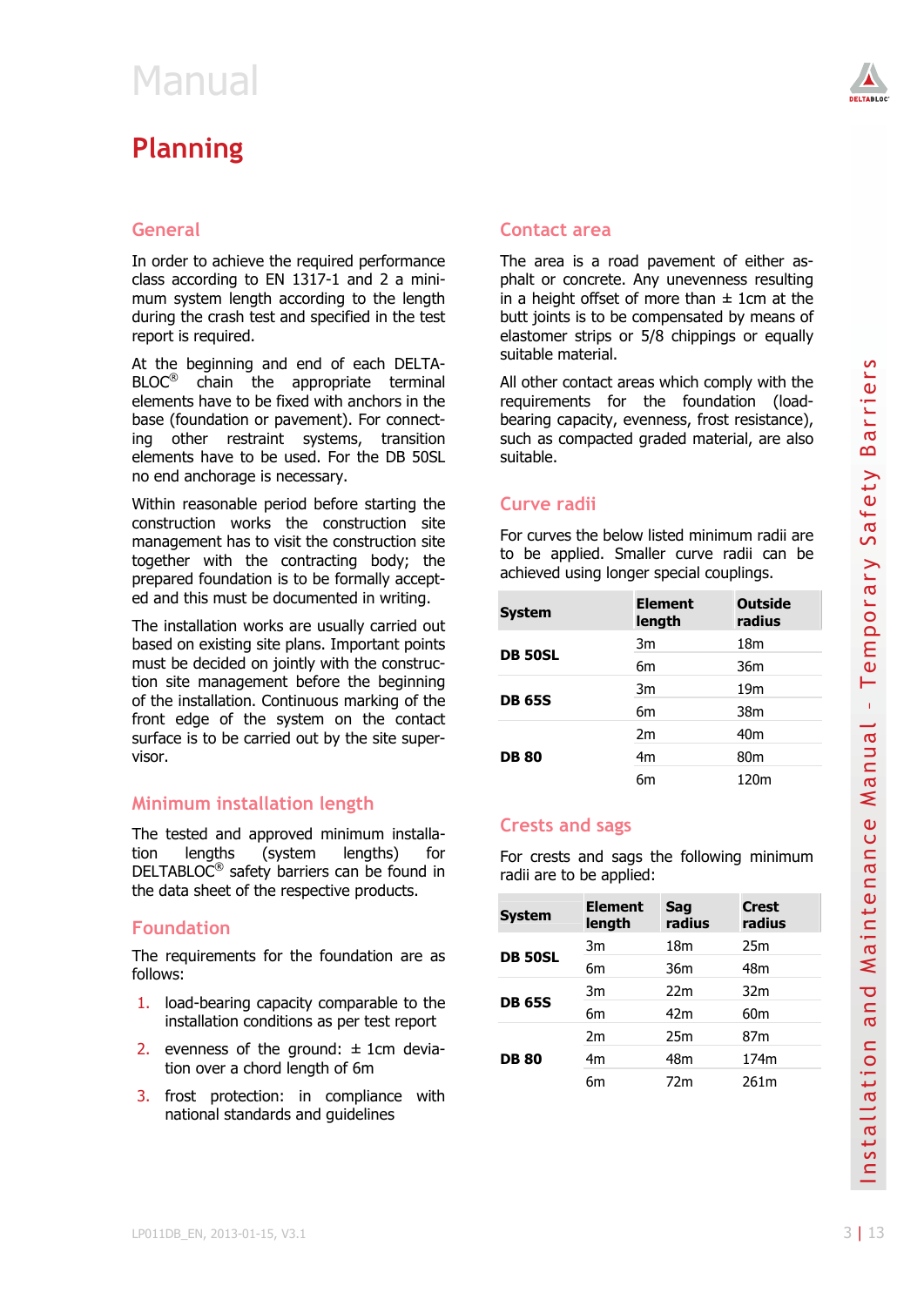# Manual

## Planning

### General

In order to achieve the required performance class according to EN 1317-1 and 2 a minimum system length according to the length during the crash test and specified in the test report is required.

At the beginning and end of each DELTABLOC® chain the appropriate terminal elements have to be fixed with anchors in the base (foundation or pavement). For connecting other restraint systems, transition elements have to be used. For the DB 50SL no end anchorage is necessary.

Within reasonable period before starting the construction works the construction site management has to visit the construction site together with the contracting body; the prepared foundation is to be formally accepted and this must be documented in writing.

The installation works are usually carried out based on existing site plans. Important points must be decided on jointly with the construction site management before the beginning of the installation. Continuous marking of the front edge of the system on the contact surface is to be carried out by the site supervisor.

### Minimum installation length

The tested and approved minimum installation lengths (system lengths) for DELTABLOC® safety barriers can be found in the data sheet of the respective products.

### Foundation

The requirements for the foundation are as follows:

1. load-bearing capacity comparable to the installation conditions as per test report
2. evenness of the ground: ± 1cm deviation over a chord length of 6m
3. frost protection: in compliance with national standards and guidelines

### Contact area

The area is a road pavement of either asphalt or concrete. Any unevenness resulting in a height offset of more than ± 1cm at the butt joints is to be compensated by means of elastomer strips or 5/8 chippings or equally suitable material.

All other contact areas which comply with the requirements for the foundation (load-bearing capacity, evenness, frost resistance), such as compacted graded material, are also suitable.

### Curve radii

For curves the below listed minimum radii are to be applied. Smaller curve radii can be achieved using longer special couplings.

| System | Element length | Outside radius |
|---|---|---|
| DB 50SL | 3m | 18m |
| | 6m | 36m |
| DB 65S | 3m | 19m |
| | 6m | 38m |
| DB 80 | 2m | 40m |
| | 4m | 80m |
| | 6m | 120m |

### Crests and sags

For crests and sags the following minimum radii are to be applied:

| System | Element length | Sag radius | Crest radius |
|---|---|---|---|
| DB 50SL | 3m | 18m | 25m |
| | 6m | 36m | 48m |
| DB 65S | 3m | 22m | 32m |
| | 6m | 42m | 60m |
| DB 80 | 2m | 25m | 87m |
| | 4m | 48m | 174m |
| | 6m | 72m | 261m |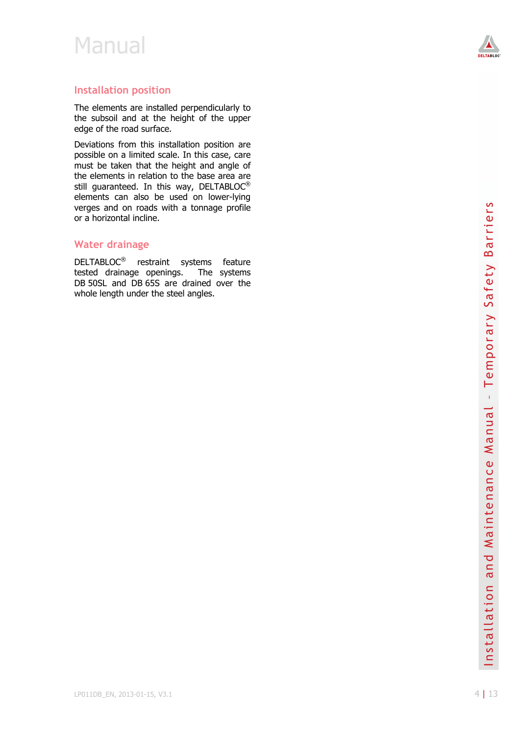## Installation position

The elements are installed perpendicularly to the subsoil and at the height of the upper edge of the road surface.

Deviations from this installation position are possible on a limited scale. In this case, care must be taken that the height and angle of the elements in relation to the base area are still guaranteed. In this way, DELTABLOC® elements can also be used on lower-lying verges and on roads with a tonnage profile or a horizontal incline.

## Water drainage

DELTABLOC® restraint systems feature tested drainage openings. The systems DB 50SL and DB 65S are drained over the whole length under the steel angles.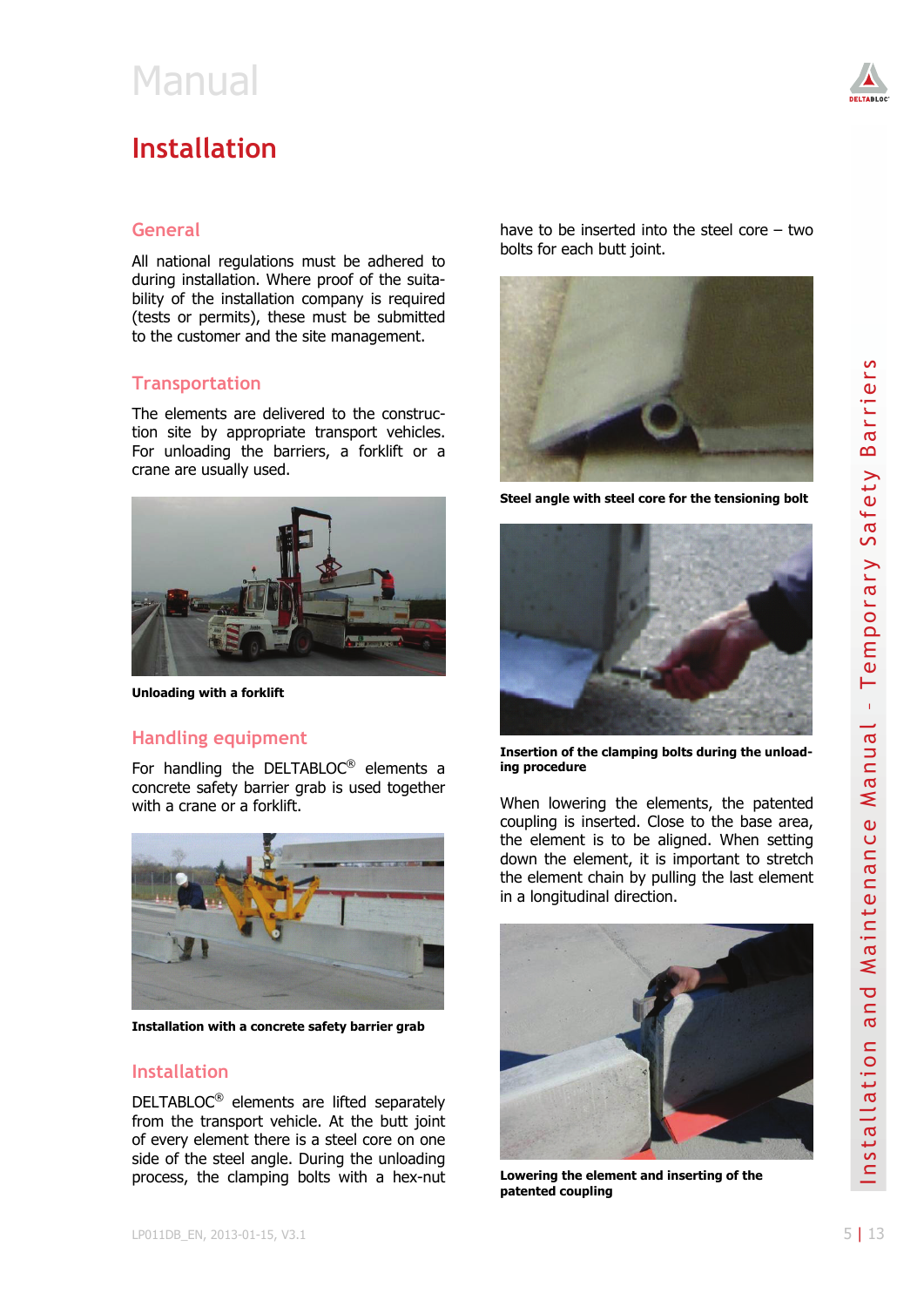# Installation

## General

All national regulations must be adhered to during installation. Where proof of the suitability of the installation company is required (tests or permits), these must be submitted to the customer and the site management.

## Transportation

The elements are delivered to the construction site by appropriate transport vehicles. For unloading the barriers, a forklift or a crane are usually used.

**Unloading with a forklift**

## Handling equipment

For handling the DELTABLOC® elements a concrete safety barrier grab is used together with a crane or a forklift.

**Installation with a concrete safety barrier grab**

## Installation

DELTABLOC® elements are lifted separately from the transport vehicle. At the butt joint of every element there is a steel core on one side of the steel angle. During the unloading process, the clamping bolts with a hex-nut have to be inserted into the steel core – two bolts for each butt joint.

**Steel angle with steel core for the tensioning bolt**

**Insertion of the clamping bolts during the unloading procedure**

When lowering the elements, the patented coupling is inserted. Close to the base area, the element is to be aligned. When setting down the element, it is important to stretch the element chain by pulling the last element in a longitudinal direction.

**Lowering the element and inserting of the patented coupling**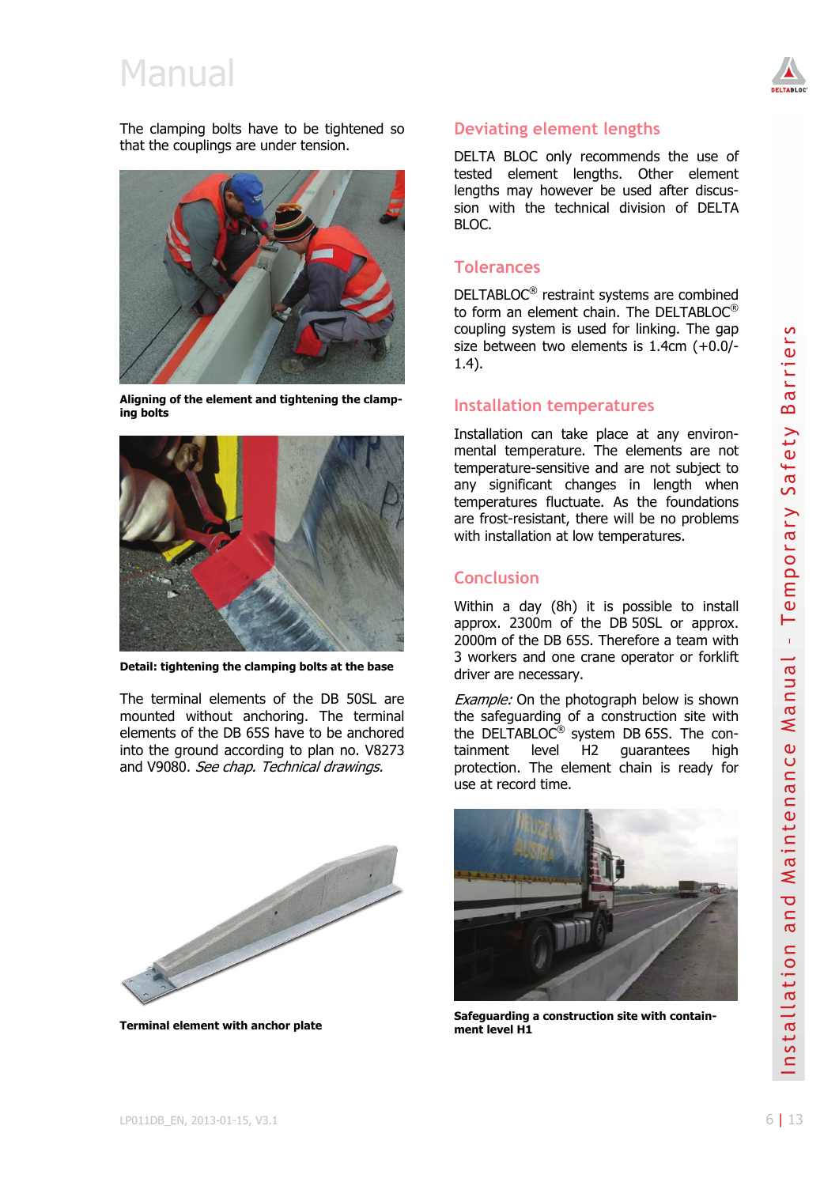# Manual

The clamping bolts have to be tightened so that the couplings are under tension.

**Aligning of the element and tightening the clamping bolts**

**Detail: tightening the clamping bolts at the base**

The terminal elements of the DB 50SL are mounted without anchoring. The terminal elements of the DB 65S have to be anchored into the ground according to plan no. V8273 and V9080. *See chap. Technical drawings.*

**Terminal element with anchor plate**

## Deviating element lengths

DELTA BLOC only recommends the use of tested element lengths. Other element lengths may however be used after discussion with the technical division of DELTA BLOC.

## Tolerances

DELTABLOC® restraint systems are combined to form an element chain. The DELTABLOC® coupling system is used for linking. The gap size between two elements is 1.4cm (+0.0/-1.4).

## Installation temperatures

Installation can take place at any environmental temperature. The elements are not temperature-sensitive and are not subject to any significant changes in length when temperatures fluctuate. As the foundations are frost-resistant, there will be no problems with installation at low temperatures.

## Conclusion

Within a day (8h) it is possible to install approx. 2300m of the DB 50SL or approx. 2000m of the DB 65S. Therefore a team with 3 workers and one crane operator or forklift driver are necessary.

*Example:* On the photograph below is shown the safeguarding of a construction site with the DELTABLOC® system DB 65S. The containment level H2 guarantees high protection. The element chain is ready for use at record time.

**Safeguarding a construction site with containment level H1**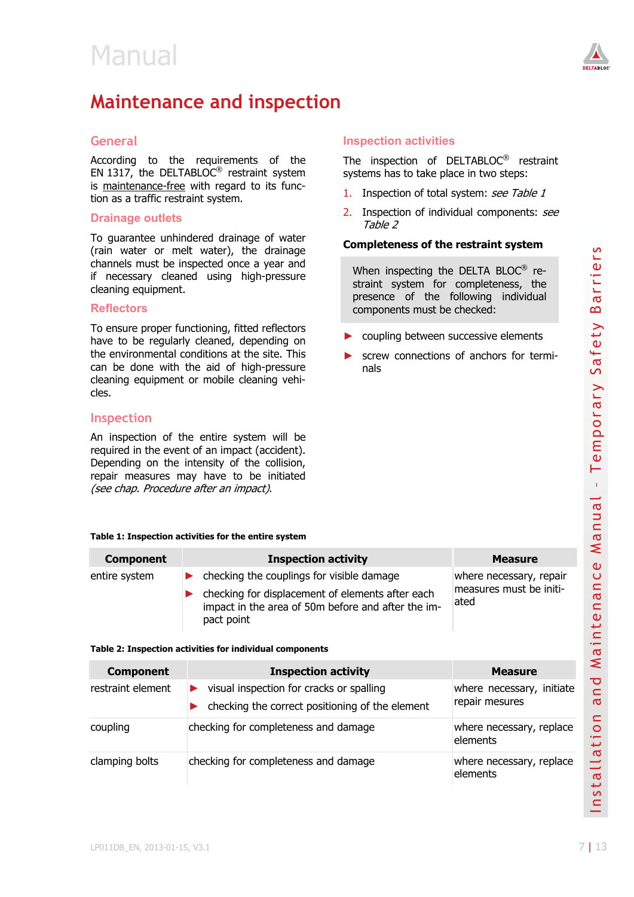# Maintenance and inspection

## General

According to the requirements of the EN 1317, the DELTABLOC® restraint system is maintenance-free with regard to its function as a traffic restraint system.

## Drainage outlets

To guarantee unhindered drainage of water (rain water or melt water), the drainage channels must be inspected once a year and if necessary cleaned using high-pressure cleaning equipment.

## Reflectors

To ensure proper functioning, fitted reflectors have to be regularly cleaned, depending on the environmental conditions at the site. This can be done with the aid of high-pressure cleaning equipment or mobile cleaning vehicles.

## Inspection

An inspection of the entire system will be required in the event of an impact (accident). Depending on the intensity of the collision, repair measures may have to be initiated *(see chap. Procedure after an impact)*.

## Inspection activities

The inspection of DELTABLOC® restraint systems has to take place in two steps:

1. Inspection of total system: *see Table 1*
2. Inspection of individual components: *see Table 2*

### Completeness of the restraint system

When inspecting the DELTA BLOC® restraint system for completeness, the presence of the following individual components must be checked:

- coupling between successive elements
- screw connections of anchors for terminals

**Table 1: Inspection activities for the entire system**

| Component | Inspection activity | Measure |
|---|---|---|
| entire system | ▶ checking the couplings for visible damage<br>▶ checking for displacement of elements after each impact in the area of 50m before and after the impact point | where necessary, repair measures must be initiated |

**Table 2: Inspection activities for individual components**

| Component | Inspection activity | Measure |
|---|---|---|
| restraint element | ▶ visual inspection for cracks or spalling<br>▶ checking the correct positioning of the element | where necessary, initiate repair mesures |
| coupling | checking for completeness and damage | where necessary, replace elements |
| clamping bolts | checking for completeness and damage | where necessary, replace elements |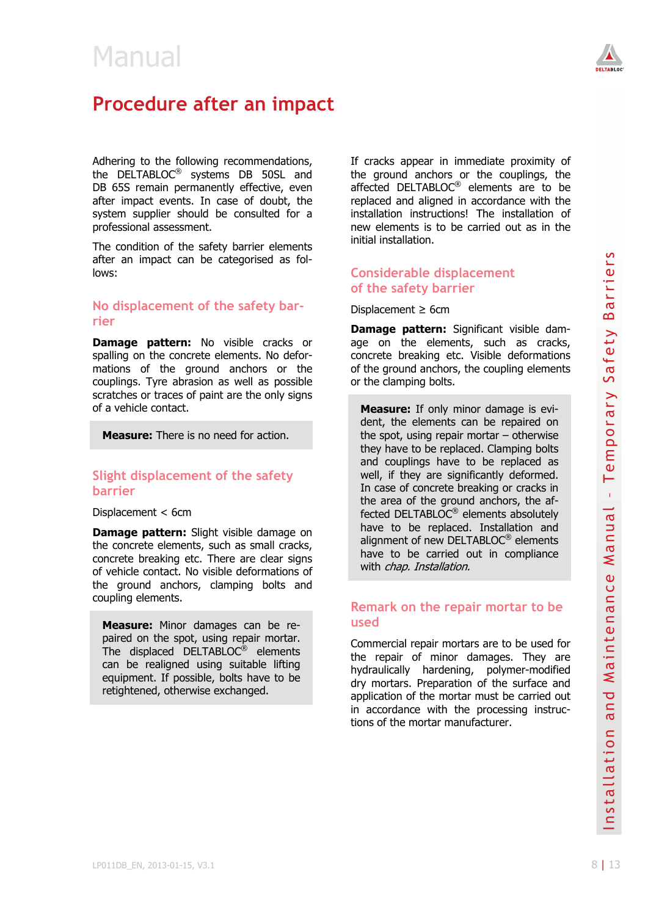# Procedure after an impact

Adhering to the following recommendations, the DELTABLOC® systems DB 50SL and DB 65S remain permanently effective, even after impact events. In case of doubt, the system supplier should be consulted for a professional assessment.

The condition of the safety barrier elements after an impact can be categorised as follows:

## No displacement of the safety barrier

**Damage pattern:** No visible cracks or spalling on the concrete elements. No deformations of the ground anchors or the couplings. Tyre abrasion as well as possible scratches or traces of paint are the only signs of a vehicle contact.

> **Measure:** There is no need for action.

## Slight displacement of the safety barrier

Displacement < 6cm

**Damage pattern:** Slight visible damage on the concrete elements, such as small cracks, concrete breaking etc. There are clear signs of vehicle contact. No visible deformations of the ground anchors, clamping bolts and coupling elements.

> **Measure:** Minor damages can be repaired on the spot, using repair mortar. The displaced DELTABLOC® elements can be realigned using suitable lifting equipment. If possible, bolts have to be retightened, otherwise exchanged.

If cracks appear in immediate proximity of the ground anchors or the couplings, the affected DELTABLOC® elements are to be replaced and aligned in accordance with the installation instructions! The installation of new elements is to be carried out as in the initial installation.

## Considerable displacement of the safety barrier

Displacement ≥ 6cm

**Damage pattern:** Significant visible damage on the elements, such as cracks, concrete breaking etc. Visible deformations of the ground anchors, the coupling elements or the clamping bolts.

> **Measure:** If only minor damage is evident, the elements can be repaired on the spot, using repair mortar – otherwise they have to be replaced. Clamping bolts and couplings have to be replaced as well, if they are significantly deformed. In case of concrete breaking or cracks in the area of the ground anchors, the affected DELTABLOC® elements absolutely have to be replaced. Installation and alignment of new DELTABLOC® elements have to be carried out in compliance with *chap. Installation.*

## Remark on the repair mortar to be used

Commercial repair mortars are to be used for the repair of minor damages. They are hydraulically hardening, polymer-modified dry mortars. Preparation of the surface and application of the mortar must be carried out in accordance with the processing instructions of the mortar manufacturer.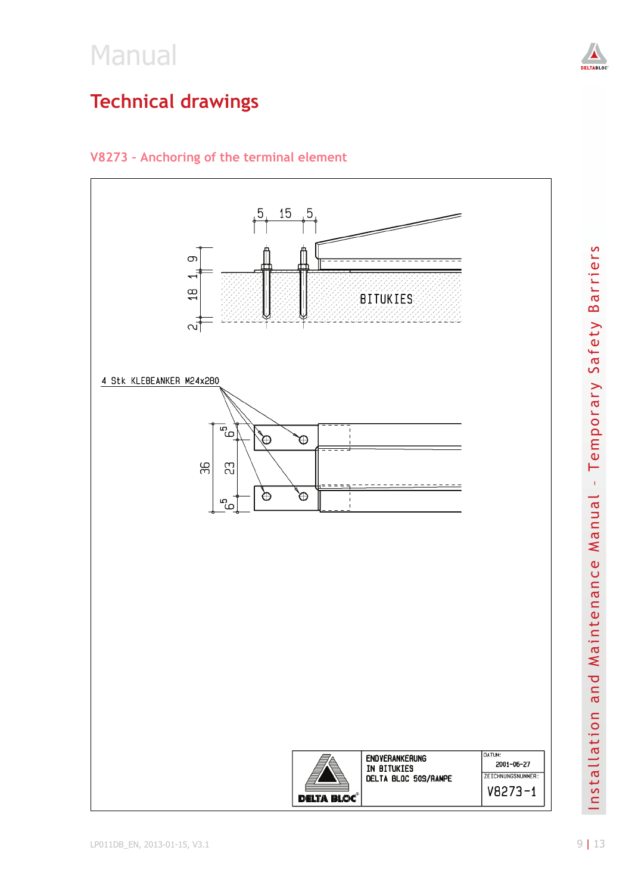# Technical drawings

### V8273 – Anchoring of the terminal element

BITUKIES

4 Stk KLEBEANKER M24x280

| | | |
|---|---|---|
| ENDVERANKERUNG IN BITUKIES DELTA BLOC 50S/RAMPE | DATUM: 2001-06-27 | ZEICHNUNGSNUMMER: V8273-1 |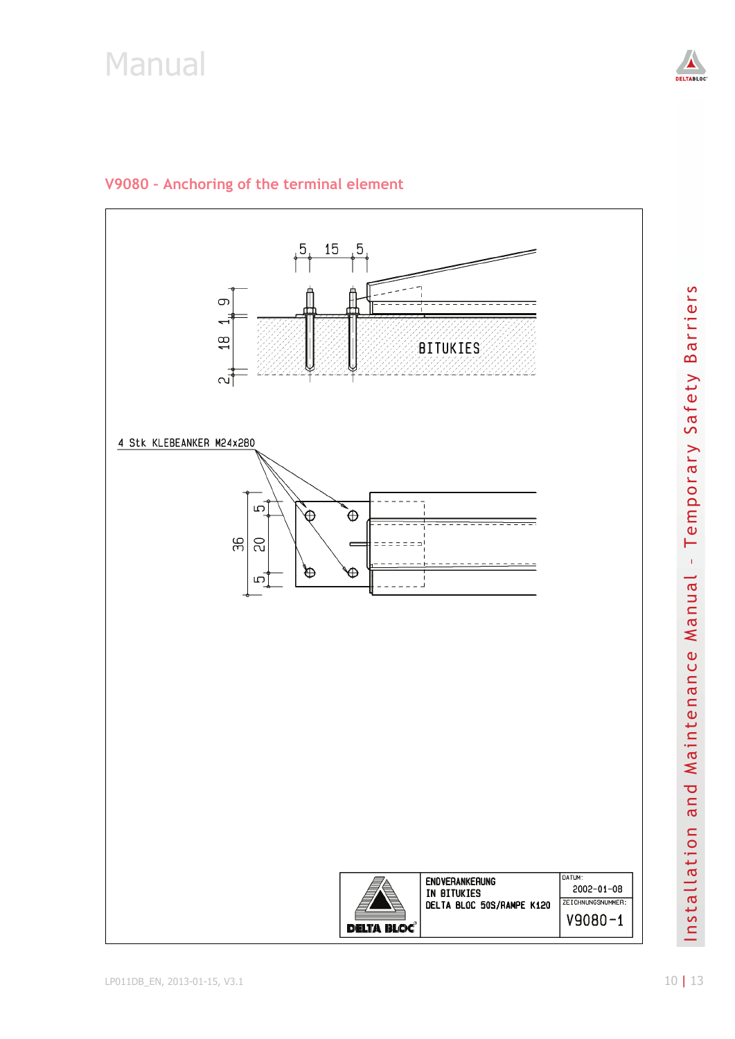## V9080 - Anchoring of the terminal element

5 15 5

9
1
18
2

BITUKIES

4 Stk KLEBEANKER M24x280

36
5
20
5

| | ENDVERANKERUNG IN BITUKIES DELTA BLOC 50S/RAMPE K120 | DATUM: 2002-01-08 |
|---|---|---|
| DELTA BLOC® | | ZEICHNUNGSNUMMER: V9080-1 |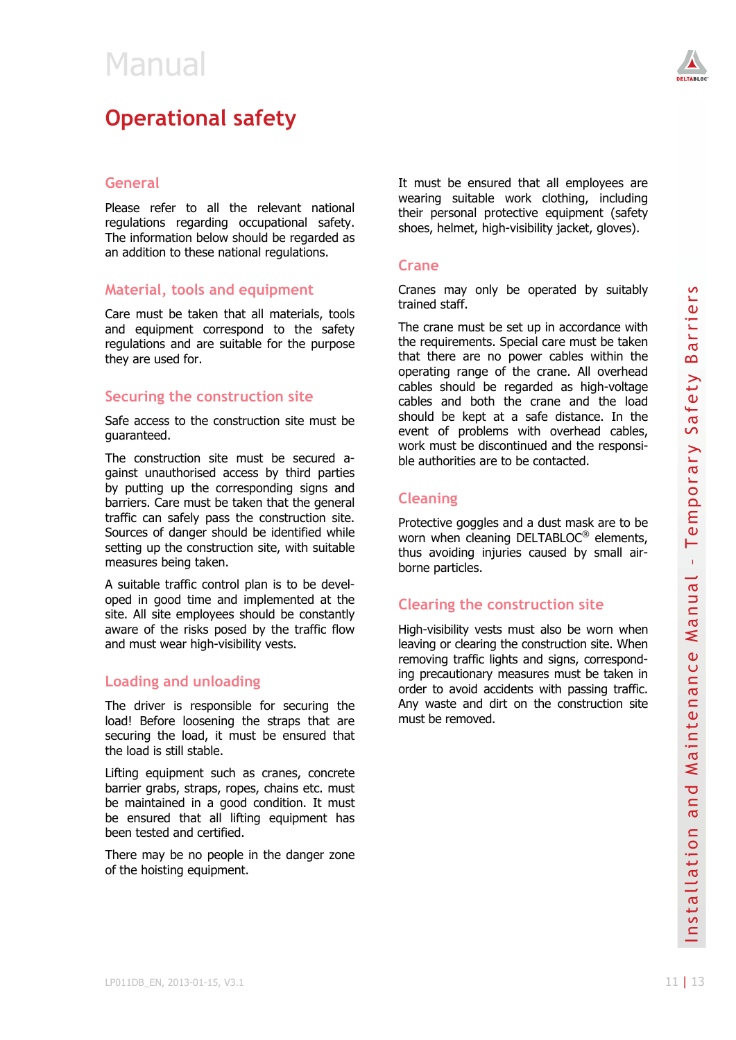# Manual

## Operational safety

### General

Please refer to all the relevant national regulations regarding occupational safety. The information below should be regarded as an addition to these national regulations.

### Material, tools and equipment

Care must be taken that all materials, tools and equipment correspond to the safety regulations and are suitable for the purpose they are used for.

### Securing the construction site

Safe access to the construction site must be guaranteed.

The construction site must be secured against unauthorised access by third parties by putting up the corresponding signs and barriers. Care must be taken that the general traffic can safely pass the construction site. Sources of danger should be identified while setting up the construction site, with suitable measures being taken.

A suitable traffic control plan is to be developed in good time and implemented at the site. All site employees should be constantly aware of the risks posed by the traffic flow and must wear high-visibility vests.

### Loading and unloading

The driver is responsible for securing the load! Before loosening the straps that are securing the load, it must be ensured that the load is still stable.

Lifting equipment such as cranes, concrete barrier grabs, straps, ropes, chains etc. must be maintained in a good condition. It must be ensured that all lifting equipment has been tested and certified.

There may be no people in the danger zone of the hoisting equipment.

It must be ensured that all employees are wearing suitable work clothing, including their personal protective equipment (safety shoes, helmet, high-visibility jacket, gloves).

### Crane

Cranes may only be operated by suitably trained staff.

The crane must be set up in accordance with the requirements. Special care must be taken that there are no power cables within the operating range of the crane. All overhead cables should be regarded as high-voltage cables and both the crane and the load should be kept at a safe distance. In the event of problems with overhead cables, work must be discontinued and the responsible authorities are to be contacted.

### Cleaning

Protective goggles and a dust mask are to be worn when cleaning DELTABLOC® elements, thus avoiding injuries caused by small airborne particles.

### Clearing the construction site

High-visibility vests must also be worn when leaving or clearing the construction site. When removing traffic lights and signs, corresponding precautionary measures must be taken in order to avoid accidents with passing traffic. Any waste and dirt on the construction site must be removed.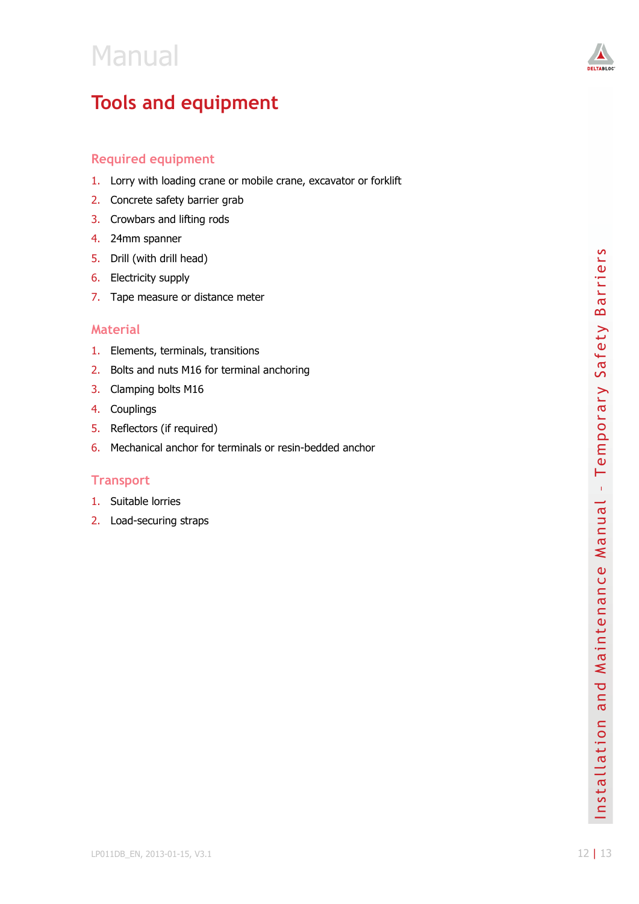## Tools and equipment

### Required equipment

1. Lorry with loading crane or mobile crane, excavator or forklift
2. Concrete safety barrier grab
3. Crowbars and lifting rods
4. 24mm spanner
5. Drill (with drill head)
6. Electricity supply
7. Tape measure or distance meter

### Material

1. Elements, terminals, transitions
2. Bolts and nuts M16 for terminal anchoring
3. Clamping bolts M16
4. Couplings
5. Reflectors (if required)
6. Mechanical anchor for terminals or resin-bedded anchor

### Transport

1. Suitable lorries
2. Load-securing straps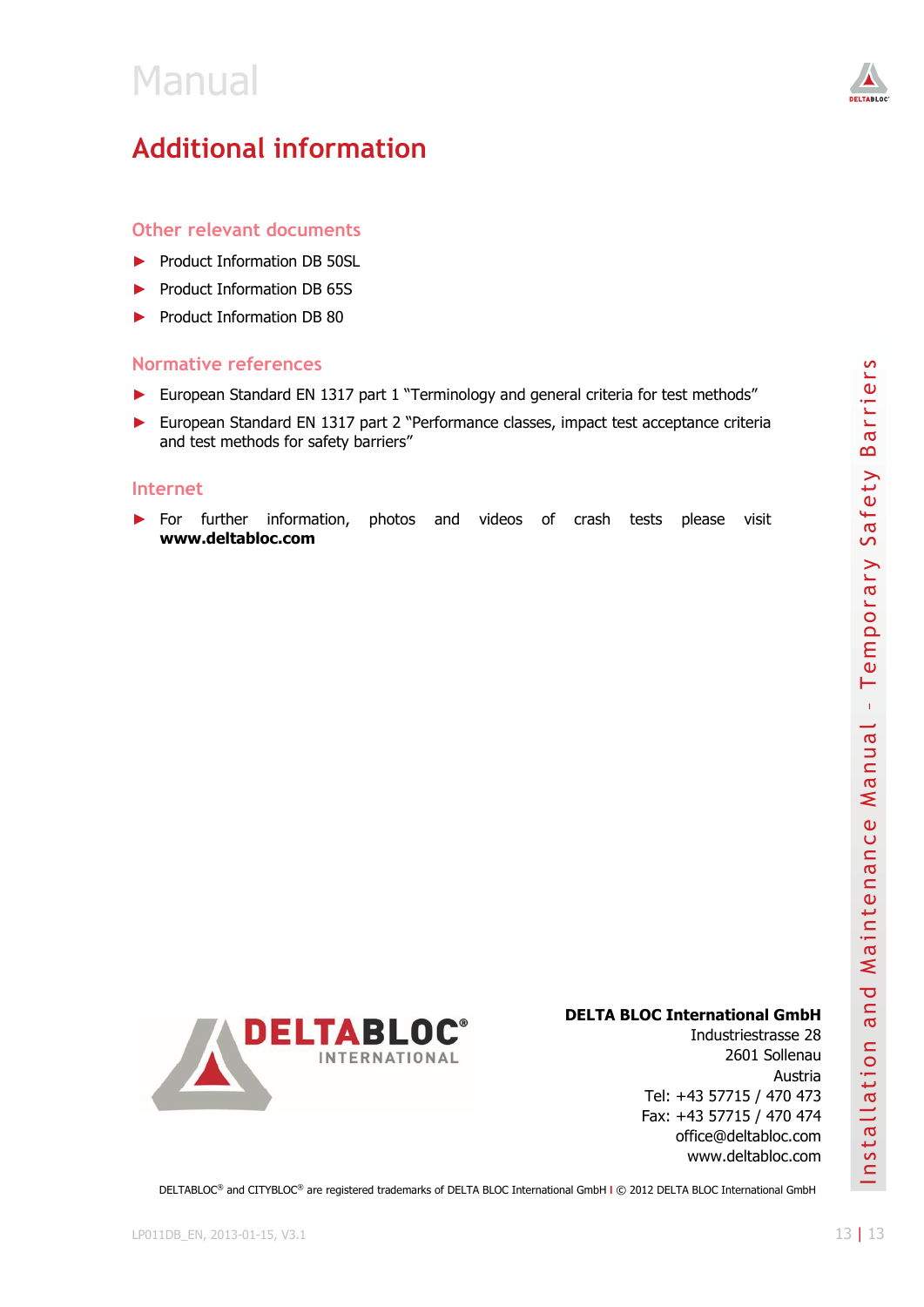# Additional information

## Other relevant documents

- Product Information DB 50SL
- Product Information DB 65S
- Product Information DB 80

## Normative references

- European Standard EN 1317 part 1 "Terminology and general criteria for test methods"
- European Standard EN 1317 part 2 "Performance classes, impact test acceptance criteria and test methods for safety barriers"

## Internet

- For further information, photos and videos of crash tests please visit **www.deltabloc.com**

**DELTA BLOC International GmbH**
Industriestrasse 28
2601 Sollenau
Austria
Tel: +43 57715 / 470 473
Fax: +43 57715 / 470 474
office@deltabloc.com
www.deltabloc.com

DELTABLOC® and CITYBLOC® are registered trademarks of DELTA BLOC International GmbH I © 2012 DELTA BLOC International GmbH

LP011DB_EN, 2013-01-15, V3.1